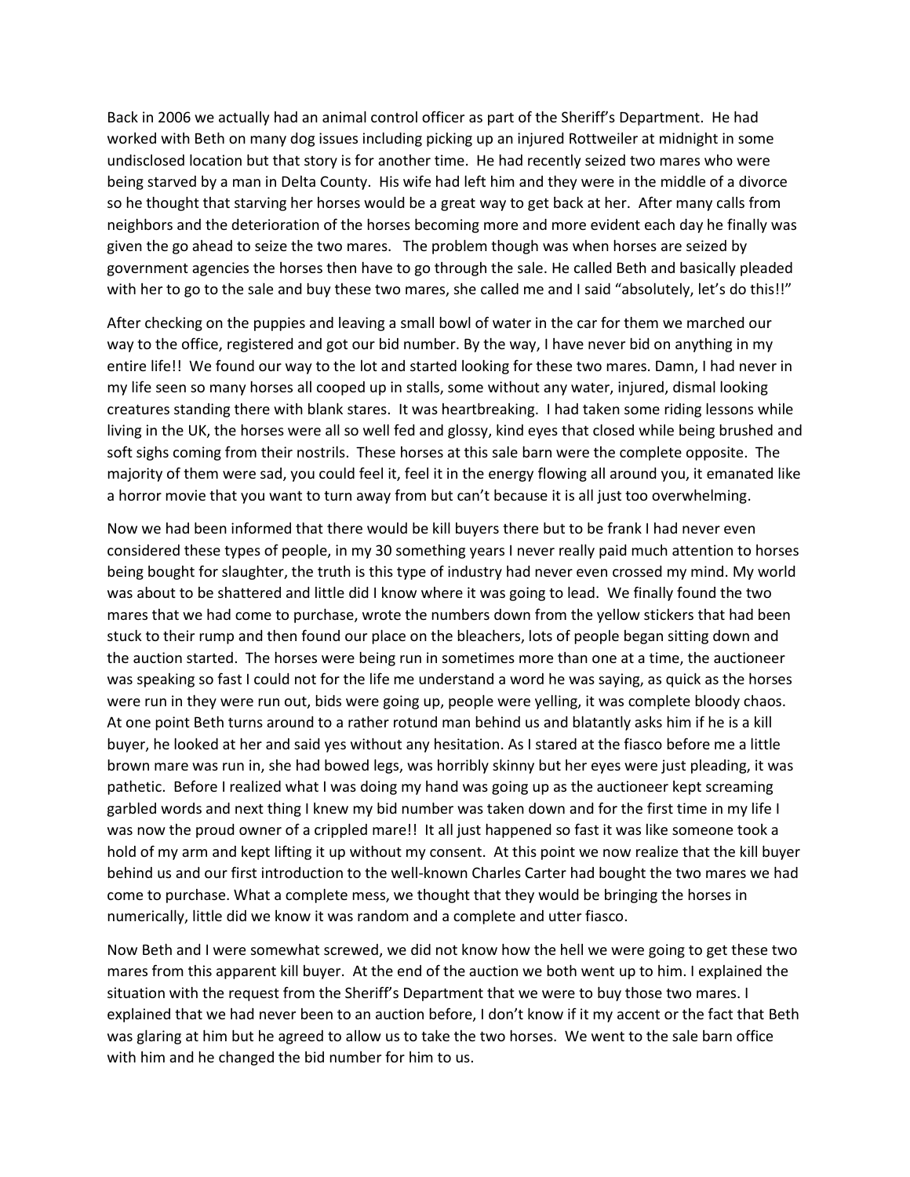Back in 2006 we actually had an animal control officer as part of the Sheriff's Department. He had worked with Beth on many dog issues including picking up an injured Rottweiler at midnight in some undisclosed location but that story is for another time. He had recently seized two mares who were being starved by a man in Delta County. His wife had left him and they were in the middle of a divorce so he thought that starving her horses would be a great way to get back at her. After many calls from neighbors and the deterioration of the horses becoming more and more evident each day he finally was given the go ahead to seize the two mares. The problem though was when horses are seized by government agencies the horses then have to go through the sale. He called Beth and basically pleaded with her to go to the sale and buy these two mares, she called me and I said "absolutely, let's do this!!"

After checking on the puppies and leaving a small bowl of water in the car for them we marched our way to the office, registered and got our bid number. By the way, I have never bid on anything in my entire life!! We found our way to the lot and started looking for these two mares. Damn, I had never in my life seen so many horses all cooped up in stalls, some without any water, injured, dismal looking creatures standing there with blank stares. It was heartbreaking. I had taken some riding lessons while living in the UK, the horses were all so well fed and glossy, kind eyes that closed while being brushed and soft sighs coming from their nostrils. These horses at this sale barn were the complete opposite. The majority of them were sad, you could feel it, feel it in the energy flowing all around you, it emanated like a horror movie that you want to turn away from but can't because it is all just too overwhelming.

Now we had been informed that there would be kill buyers there but to be frank I had never even considered these types of people, in my 30 something years I never really paid much attention to horses being bought for slaughter, the truth is this type of industry had never even crossed my mind. My world was about to be shattered and little did I know where it was going to lead. We finally found the two mares that we had come to purchase, wrote the numbers down from the yellow stickers that had been stuck to their rump and then found our place on the bleachers, lots of people began sitting down and the auction started. The horses were being run in sometimes more than one at a time, the auctioneer was speaking so fast I could not for the life me understand a word he was saying, as quick as the horses were run in they were run out, bids were going up, people were yelling, it was complete bloody chaos. At one point Beth turns around to a rather rotund man behind us and blatantly asks him if he is a kill buyer, he looked at her and said yes without any hesitation. As I stared at the fiasco before me a little brown mare was run in, she had bowed legs, was horribly skinny but her eyes were just pleading, it was pathetic. Before I realized what I was doing my hand was going up as the auctioneer kept screaming garbled words and next thing I knew my bid number was taken down and for the first time in my life I was now the proud owner of a crippled mare!! It all just happened so fast it was like someone took a hold of my arm and kept lifting it up without my consent. At this point we now realize that the kill buyer behind us and our first introduction to the well-known Charles Carter had bought the two mares we had come to purchase. What a complete mess, we thought that they would be bringing the horses in numerically, little did we know it was random and a complete and utter fiasco.

Now Beth and I were somewhat screwed, we did not know how the hell we were going to get these two mares from this apparent kill buyer. At the end of the auction we both went up to him. I explained the situation with the request from the Sheriff's Department that we were to buy those two mares. I explained that we had never been to an auction before, I don't know if it my accent or the fact that Beth was glaring at him but he agreed to allow us to take the two horses. We went to the sale barn office with him and he changed the bid number for him to us.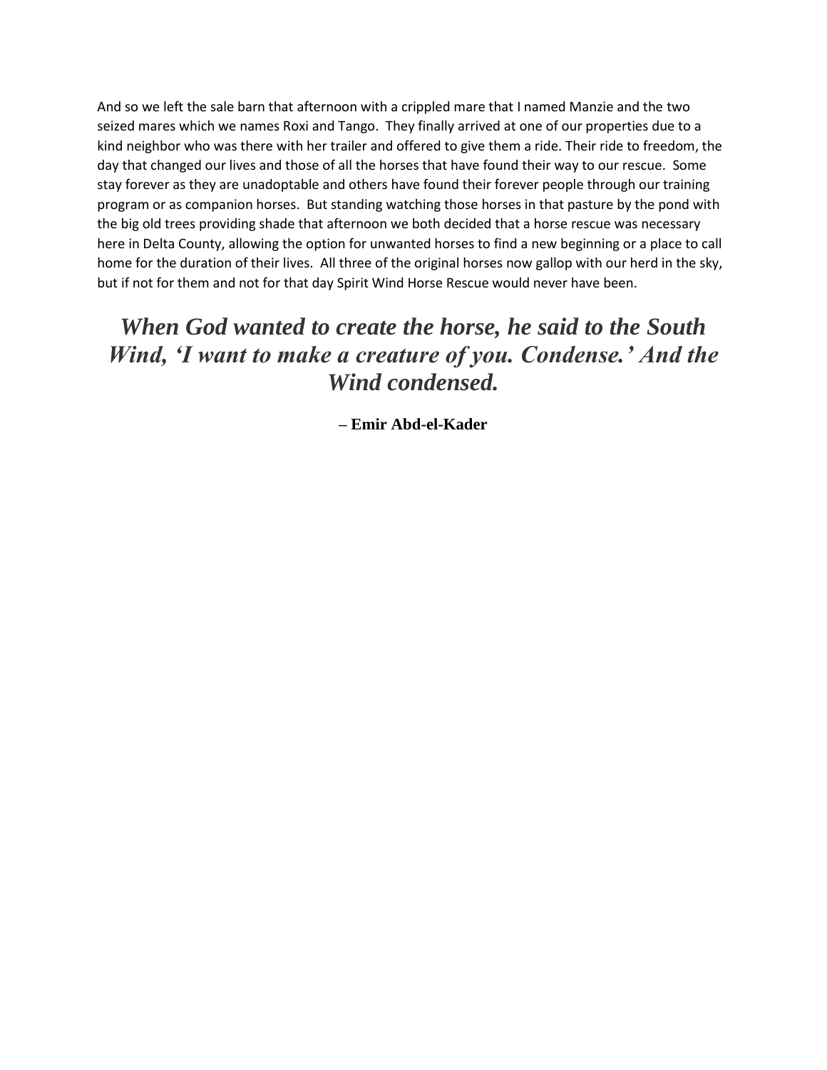And so we left the sale barn that afternoon with a crippled mare that I named Manzie and the two seized mares which we names Roxi and Tango. They finally arrived at one of our properties due to a kind neighbor who was there with her trailer and offered to give them a ride. Their ride to freedom, the day that changed our lives and those of all the horses that have found their way to our rescue. Some stay forever as they are unadoptable and others have found their forever people through our training program or as companion horses. But standing watching those horses in that pasture by the pond with the big old trees providing shade that afternoon we both decided that a horse rescue was necessary here in Delta County, allowing the option for unwanted horses to find a new beginning or a place to call home for the duration of their lives. All three of the original horses now gallop with our herd in the sky, but if not for them and not for that day Spirit Wind Horse Rescue would never have been.

***When God wanted to create the horse, he said to the South Wind, 'I want to make a creature of you. Condense.' And the Wind condensed.***

**– Emir Abd-el-Kader**